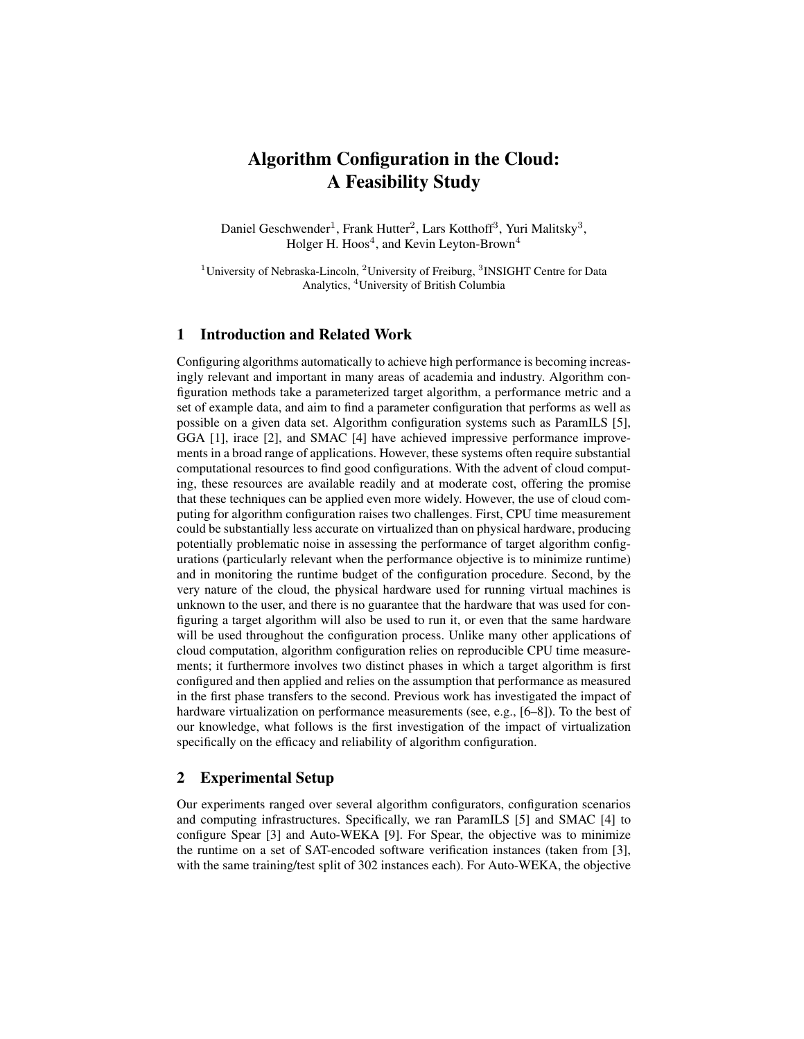# Algorithm Configuration in the Cloud: A Feasibility Study

Daniel Geschwender[1], Frank Hutter[2], Lars Kotthoff[3], Yuri Malitsky[3], Holger H. Hoos[4], and Kevin Leyton-Brown[4]

[1]University of Nebraska-Lincoln, [2]University of Freiburg, [3]INSIGHT Centre for Data Analytics, [4]University of British Columbia

## 1 Introduction and Related Work

Configuring algorithms automatically to achieve high performance is becoming increasingly relevant and important in many areas of academia and industry. Algorithm configuration methods take a parameterized target algorithm, a performance metric and a set of example data, and aim to find a parameter configuration that performs as well as possible on a given data set. Algorithm configuration systems such as ParamILS [5], GGA [1], irace [2], and SMAC [4] have achieved impressive performance improvements in a broad range of applications. However, these systems often require substantial computational resources to find good configurations. With the advent of cloud computing, these resources are available readily and at moderate cost, offering the promise that these techniques can be applied even more widely. However, the use of cloud computing for algorithm configuration raises two challenges. First, CPU time measurement could be substantially less accurate on virtualized than on physical hardware, producing potentially problematic noise in assessing the performance of target algorithm configurations (particularly relevant when the performance objective is to minimize runtime) and in monitoring the runtime budget of the configuration procedure. Second, by the very nature of the cloud, the physical hardware used for running virtual machines is unknown to the user, and there is no guarantee that the hardware that was used for configuring a target algorithm will also be used to run it, or even that the same hardware will be used throughout the configuration process. Unlike many other applications of cloud computation, algorithm configuration relies on reproducible CPU time measurements; it furthermore involves two distinct phases in which a target algorithm is first configured and then applied and relies on the assumption that performance as measured in the first phase transfers to the second. Previous work has investigated the impact of hardware virtualization on performance measurements (see, e.g., [6–8]). To the best of our knowledge, what follows is the first investigation of the impact of virtualization specifically on the efficacy and reliability of algorithm configuration.

## 2 Experimental Setup

Our experiments ranged over several algorithm configurators, configuration scenarios and computing infrastructures. Specifically, we ran ParamILS [5] and SMAC [4] to configure Spear [3] and Auto-WEKA [9]. For Spear, the objective was to minimize the runtime on a set of SAT-encoded software verification instances (taken from [3], with the same training/test split of 302 instances each). For Auto-WEKA, the objective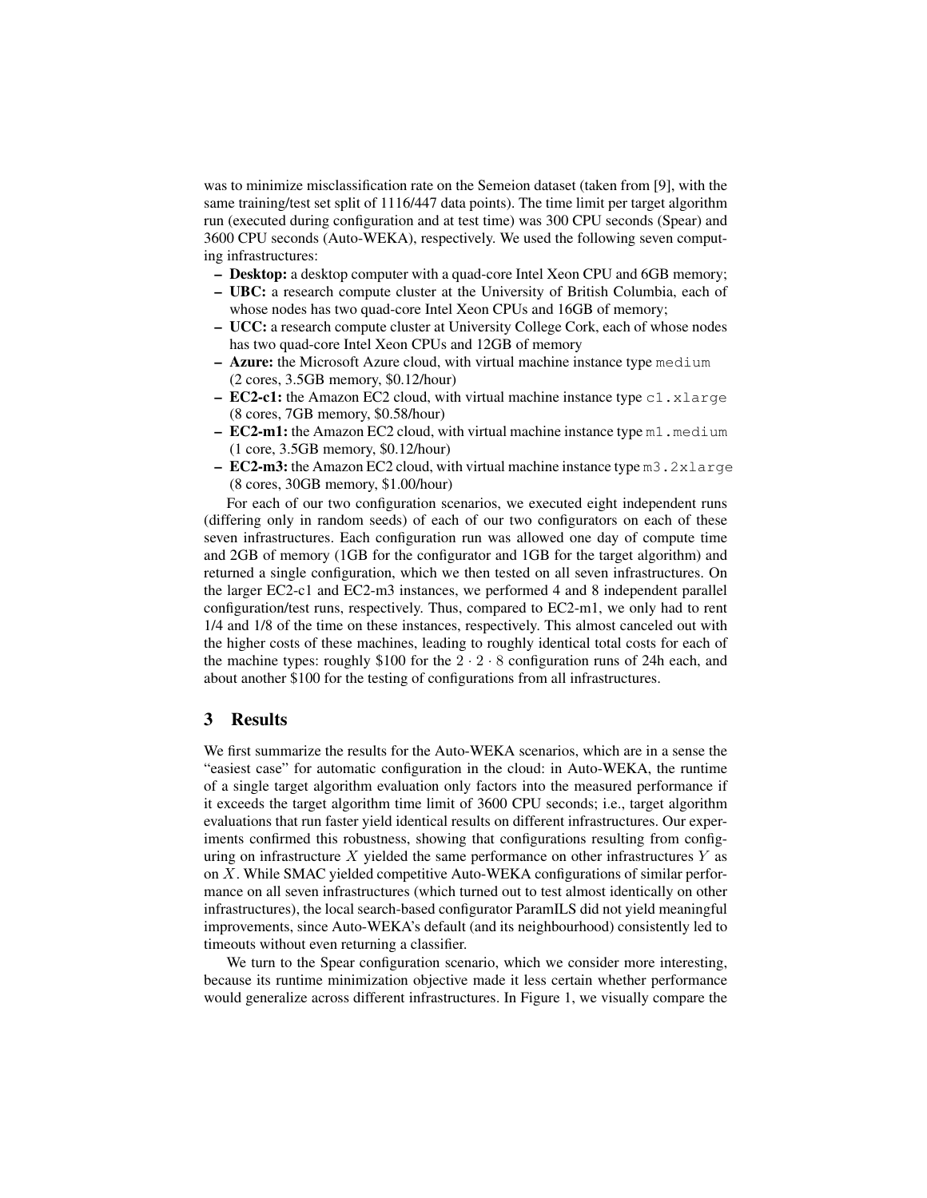was to minimize misclassification rate on the Semeion dataset (taken from [9], with the same training/test set split of 1116/447 data points). The time limit per target algorithm run (executed during configuration and at test time) was 300 CPU seconds (Spear) and 3600 CPU seconds (Auto-WEKA), respectively. We used the following seven computing infrastructures:

- **Desktop:** a desktop computer with a quad-core Intel Xeon CPU and 6GB memory;
- **UBC:** a research compute cluster at the University of British Columbia, each of whose nodes has two quad-core Intel Xeon CPUs and 16GB of memory;
- **UCC:** a research compute cluster at University College Cork, each of whose nodes has two quad-core Intel Xeon CPUs and 12GB of memory
- **Azure:** the Microsoft Azure cloud, with virtual machine instance type `medium` (2 cores, 3.5GB memory, $0.12/hour)
- **EC2-c1:** the Amazon EC2 cloud, with virtual machine instance type `c1.xlarge` (8 cores, 7GB memory, $0.58/hour)
- **EC2-m1:** the Amazon EC2 cloud, with virtual machine instance type `m1.medium` (1 core, 3.5GB memory, $0.12/hour)
- **EC2-m3:** the Amazon EC2 cloud, with virtual machine instance type `m3.2xlarge` (8 cores, 30GB memory, $1.00/hour)

For each of our two configuration scenarios, we executed eight independent runs (differing only in random seeds) of each of our two configurators on each of these seven infrastructures. Each configuration run was allowed one day of compute time and 2GB of memory (1GB for the configurator and 1GB for the target algorithm) and returned a single configuration, which we then tested on all seven infrastructures. On the larger EC2-c1 and EC2-m3 instances, we performed 4 and 8 independent parallel configuration/test runs, respectively. Thus, compared to EC2-m1, we only had to rent 1/4 and 1/8 of the time on these instances, respectively. This almost canceled out with the higher costs of these machines, leading to roughly identical total costs for each of the machine types: roughly $100 for the $2 \cdot 2 \cdot 8$ configuration runs of 24h each, and about another $100 for the testing of configurations from all infrastructures.

## 3 Results

We first summarize the results for the Auto-WEKA scenarios, which are in a sense the "easiest case" for automatic configuration in the cloud: in Auto-WEKA, the runtime of a single target algorithm evaluation only factors into the measured performance if it exceeds the target algorithm time limit of 3600 CPU seconds; i.e., target algorithm evaluations that run faster yield identical results on different infrastructures. Our experiments confirmed this robustness, showing that configurations resulting from configuring on infrastructure $X$ yielded the same performance on other infrastructures $Y$ as on $X$. While SMAC yielded competitive Auto-WEKA configurations of similar performance on all seven infrastructures (which turned out to test almost identically on other infrastructures), the local search-based configurator ParamILS did not yield meaningful improvements, since Auto-WEKA's default (and its neighbourhood) consistently led to timeouts without even returning a classifier.

We turn to the Spear configuration scenario, which we consider more interesting, because its runtime minimization objective made it less certain whether performance would generalize across different infrastructures. In Figure 1, we visually compare the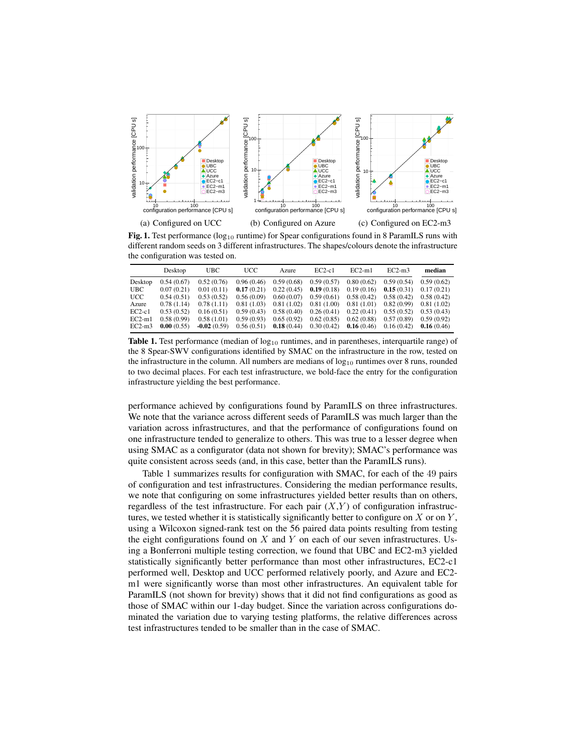(a) Configured on UCC (b) Configured on Azure (c) Configured on EC2-m3

**Fig. 1.** Test performance ($\log_{10}$ runtime) for Spear configurations found in 8 ParamILS runs with different random seeds on 3 different infrastructures. The shapes/colours denote the infrastructure the configuration was tested on.

| | Desktop | UBC | UCC | Azure | EC2-c1 | EC2-m1 | EC2-m3 | **median** |
|---|---|---|---|---|---|---|---|---|
| Desktop | 0.54 (0.67) | 0.52 (0.76) | 0.96 (0.46) | 0.59 (0.68) | 0.59 (0.57) | 0.80 (0.62) | 0.59 (0.54) | 0.59 (0.62) |
| UBC | 0.07 (0.21) | 0.01 (0.11) | **0.17** (0.21) | 0.22 (0.45) | **0.19** (0.18) | 0.19 (0.16) | **0.15** (0.31) | 0.17 (0.21) |
| UCC | 0.54 (0.51) | 0.53 (0.52) | 0.56 (0.09) | 0.60 (0.07) | 0.59 (0.61) | 0.58 (0.42) | 0.58 (0.42) | 0.58 (0.42) |
| Azure | 0.78 (1.14) | 0.78 (1.11) | 0.81 (1.03) | 0.81 (1.02) | 0.81 (1.00) | 0.81 (1.01) | 0.82 (0.99) | 0.81 (1.02) |
| EC2-c1 | 0.53 (0.52) | 0.16 (0.51) | 0.59 (0.43) | 0.58 (0.40) | 0.26 (0.41) | 0.22 (0.41) | 0.55 (0.52) | 0.53 (0.43) |
| EC2-m1 | 0.58 (0.99) | 0.58 (1.01) | 0.59 (0.93) | 0.65 (0.92) | 0.62 (0.85) | 0.62 (0.88) | 0.57 (0.89) | 0.59 (0.92) |
| EC2-m3 | **0.00** (0.55) | **-0.02** (0.59) | 0.56 (0.51) | **0.18** (0.44) | 0.30 (0.42) | **0.16** (0.46) | 0.16 (0.42) | **0.16** (0.46) |

**Table 1.** Test performance (median of $\log_{10}$ runtimes, and in parentheses, interquartile range) of the 8 Spear-SWV configurations identified by SMAC on the infrastructure in the row, tested on the infrastructure in the column. All numbers are medians of $\log_{10}$ runtimes over 8 runs, rounded to two decimal places. For each test infrastructure, we bold-face the entry for the configuration infrastructure yielding the best performance.

performance achieved by configurations found by ParamILS on three infrastructures. We note that the variance across different seeds of ParamILS was much larger than the variation across infrastructures, and that the performance of configurations found on one infrastructure tended to generalize to others. This was true to a lesser degree when using SMAC as a configurator (data not shown for brevity); SMAC's performance was quite consistent across seeds (and, in this case, better than the ParamILS runs).

Table 1 summarizes results for configuration with SMAC, for each of the 49 pairs of configuration and test infrastructures. Considering the median performance results, we note that configuring on some infrastructures yielded better results than on others, regardless of the test infrastructure. For each pair $(X,Y)$ of configuration infrastructures, we tested whether it is statistically significantly better to configure on $X$ or on $Y$, using a Wilcoxon signed-rank test on the 56 paired data points resulting from testing the eight configurations found on $X$ and $Y$ on each of our seven infrastructures. Using a Bonferroni multiple testing correction, we found that UBC and EC2-m3 yielded statistically significantly better performance than most other infrastructures, EC2-c1 performed well, Desktop and UCC performed relatively poorly, and Azure and EC2-m1 were significantly worse than most other infrastructures. An equivalent table for ParamILS (not shown for brevity) shows that it did not find configurations as good as those of SMAC within our 1-day budget. Since the variation across configurations dominated the variation due to varying testing platforms, the relative differences across test infrastructures tended to be smaller than in the case of SMAC.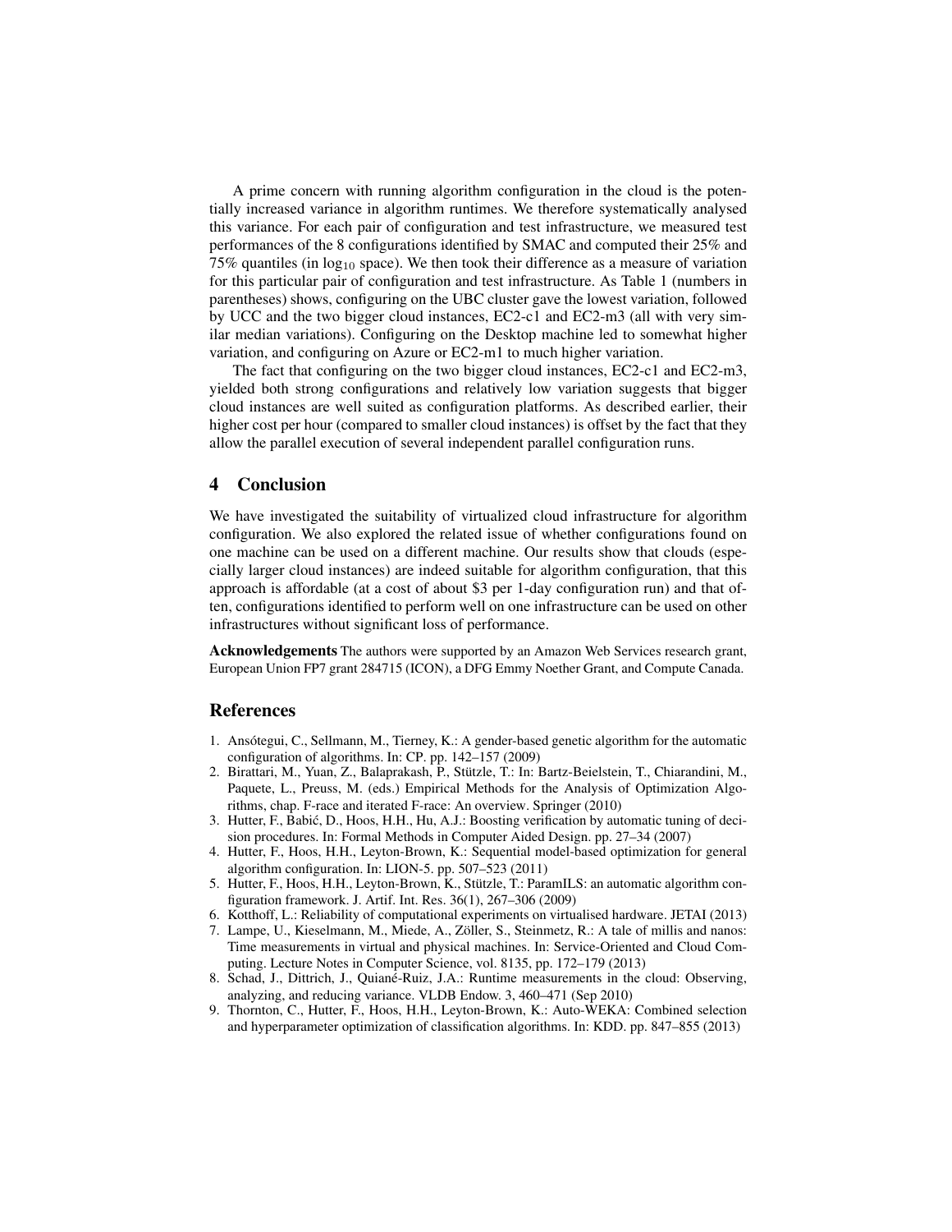A prime concern with running algorithm configuration in the cloud is the potentially increased variance in algorithm runtimes. We therefore systematically analysed this variance. For each pair of configuration and test infrastructure, we measured test performances of the 8 configurations identified by SMAC and computed their 25% and 75% quantiles (in $\log_{10}$ space). We then took their difference as a measure of variation for this particular pair of configuration and test infrastructure. As Table 1 (numbers in parentheses) shows, configuring on the UBC cluster gave the lowest variation, followed by UCC and the two bigger cloud instances, EC2-c1 and EC2-m3 (all with very similar median variations). Configuring on the Desktop machine led to somewhat higher variation, and configuring on Azure or EC2-m1 to much higher variation.

The fact that configuring on the two bigger cloud instances, EC2-c1 and EC2-m3, yielded both strong configurations and relatively low variation suggests that bigger cloud instances are well suited as configuration platforms. As described earlier, their higher cost per hour (compared to smaller cloud instances) is offset by the fact that they allow the parallel execution of several independent parallel configuration runs.

## 4 Conclusion

We have investigated the suitability of virtualized cloud infrastructure for algorithm configuration. We also explored the related issue of whether configurations found on one machine can be used on a different machine. Our results show that clouds (especially larger cloud instances) are indeed suitable for algorithm configuration, that this approach is affordable (at a cost of about \$3 per 1-day configuration run) and that often, configurations identified to perform well on one infrastructure can be used on other infrastructures without significant loss of performance.

**Acknowledgements** The authors were supported by an Amazon Web Services research grant, European Union FP7 grant 284715 (ICON), a DFG Emmy Noether Grant, and Compute Canada.

## References

1. Ansótegui, C., Sellmann, M., Tierney, K.: A gender-based genetic algorithm for the automatic configuration of algorithms. In: CP. pp. 142–157 (2009)
2. Birattari, M., Yuan, Z., Balaprakash, P., Stützle, T.: In: Bartz-Beielstein, T., Chiarandini, M., Paquete, L., Preuss, M. (eds.) Empirical Methods for the Analysis of Optimization Algorithms, chap. F-race and iterated F-race: An overview. Springer (2010)
3. Hutter, F., Babić, D., Hoos, H.H., Hu, A.J.: Boosting verification by automatic tuning of decision procedures. In: Formal Methods in Computer Aided Design. pp. 27–34 (2007)
4. Hutter, F., Hoos, H.H., Leyton-Brown, K.: Sequential model-based optimization for general algorithm configuration. In: LION-5. pp. 507–523 (2011)
5. Hutter, F., Hoos, H.H., Leyton-Brown, K., Stützle, T.: ParamILS: an automatic algorithm configuration framework. J. Artif. Int. Res. 36(1), 267–306 (2009)
6. Kotthoff, L.: Reliability of computational experiments on virtualised hardware. JETAI (2013)
7. Lampe, U., Kieselmann, M., Miede, A., Zöller, S., Steinmetz, R.: A tale of millis and nanos: Time measurements in virtual and physical machines. In: Service-Oriented and Cloud Computing. Lecture Notes in Computer Science, vol. 8135, pp. 172–179 (2013)
8. Schad, J., Dittrich, J., Quiané-Ruiz, J.A.: Runtime measurements in the cloud: Observing, analyzing, and reducing variance. VLDB Endow. 3, 460–471 (Sep 2010)
9. Thornton, C., Hutter, F., Hoos, H.H., Leyton-Brown, K.: Auto-WEKA: Combined selection and hyperparameter optimization of classification algorithms. In: KDD. pp. 847–855 (2013)